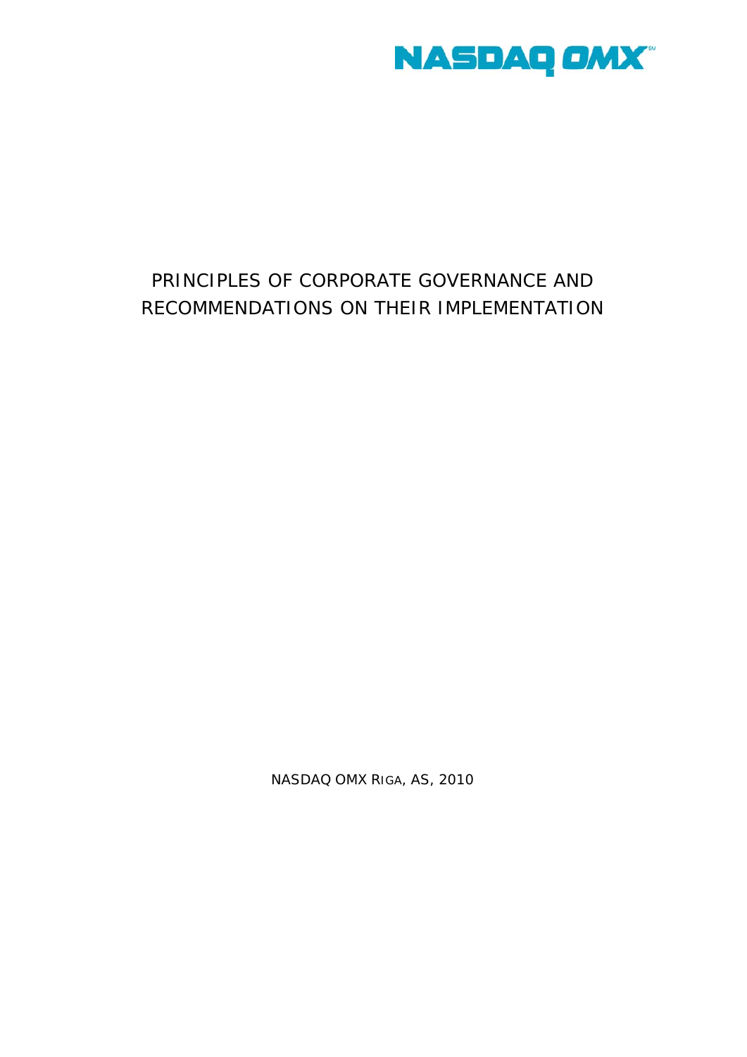NASDAQ OMX

# PRINCIPLES OF CORPORATE GOVERNANCE AND RECOMMENDATIONS ON THEIR IMPLEMENTATION

NASDAQ OMX RIGA, AS, 2010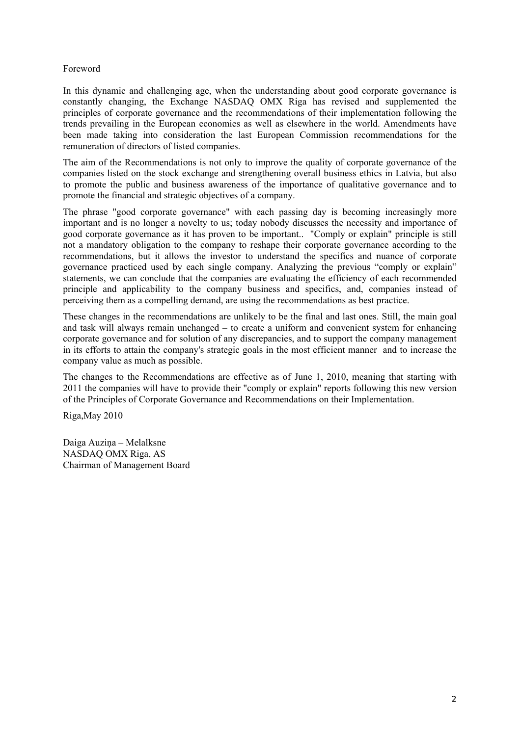Foreword

In this dynamic and challenging age, when the understanding about good corporate governance is constantly changing, the Exchange NASDAQ OMX Riga has revised and supplemented the principles of corporate governance and the recommendations of their implementation following the trends prevailing in the European economies as well as elsewhere in the world. Amendments have been made taking into consideration the last European Commission recommendations for the remuneration of directors of listed companies.

The aim of the Recommendations is not only to improve the quality of corporate governance of the companies listed on the stock exchange and strengthening overall business ethics in Latvia, but also to promote the public and business awareness of the importance of qualitative governance and to promote the financial and strategic objectives of a company.

The phrase "good corporate governance" with each passing day is becoming increasingly more important and is no longer a novelty to us; today nobody discusses the necessity and importance of good corporate governance as it has proven to be important.. "Comply or explain" principle is still not a mandatory obligation to the company to reshape their corporate governance according to the recommendations, but it allows the investor to understand the specifics and nuance of corporate governance practiced used by each single company. Analyzing the previous "comply or explain" statements, we can conclude that the companies are evaluating the efficiency of each recommended principle and applicability to the company business and specifics, and, companies instead of perceiving them as a compelling demand, are using the recommendations as best practice.

These changes in the recommendations are unlikely to be the final and last ones. Still, the main goal and task will always remain unchanged – to create a uniform and convenient system for enhancing corporate governance and for solution of any discrepancies, and to support the company management in its efforts to attain the company's strategic goals in the most efficient manner and to increase the company value as much as possible.

The changes to the Recommendations are effective as of June 1, 2010, meaning that starting with 2011 the companies will have to provide their "comply or explain" reports following this new version of the Principles of Corporate Governance and Recommendations on their Implementation.

Riga,May 2010

Daiga Auziņa – Melalksne
NASDAQ OMX Riga, AS
Chairman of Management Board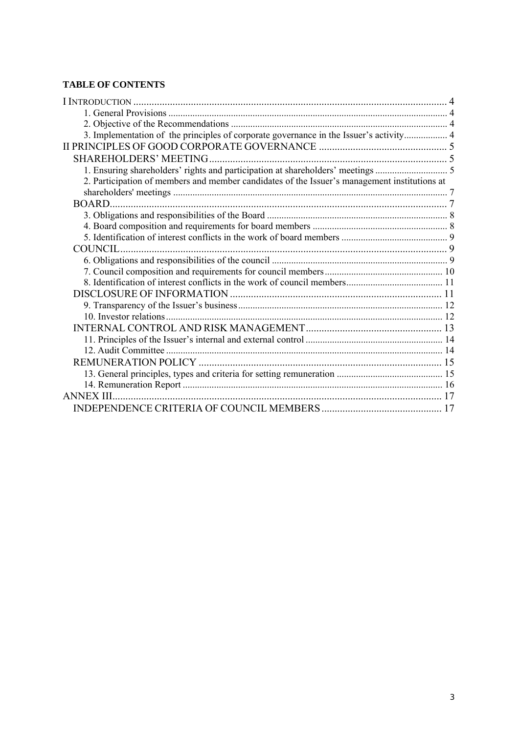**TABLE OF CONTENTS**

- I INTRODUCTION ..... 4
  - 1. General Provisions ..... 4
  - 2. Objective of the Recommendations ..... 4
  - 3. Implementation of the principles of corporate governance in the Issuer's activity ..... 4
- II PRINCIPLES OF GOOD CORPORATE GOVERNANCE ..... 5
  - SHAREHOLDERS' MEETING ..... 5
    - 1. Ensuring shareholders' rights and participation at shareholders' meetings ..... 5
    - 2. Participation of members and member candidates of the Issuer's management institutions at shareholders' meetings ..... 7
  - BOARD ..... 7
    - 3. Obligations and responsibilities of the Board ..... 8
    - 4. Board composition and requirements for board members ..... 8
    - 5. Identification of interest conflicts in the work of board members ..... 9
  - COUNCIL ..... 9
    - 6. Obligations and responsibilities of the council ..... 9
    - 7. Council composition and requirements for council members ..... 10
    - 8. Identification of interest conflicts in the work of council members ..... 11
  - DISCLOSURE OF INFORMATION ..... 11
    - 9. Transparency of the Issuer's business ..... 12
    - 10. Investor relations ..... 12
  - INTERNAL CONTROL AND RISK MANAGEMENT ..... 13
    - 11. Principles of the Issuer's internal and external control ..... 14
    - 12. Audit Committee ..... 14
  - REMUNERATION POLICY ..... 15
    - 13. General principles, types and criteria for setting remuneration ..... 15
    - 14. Remuneration Report ..... 16
- ANNEX III ..... 17
  - INDEPENDENCE CRITERIA OF COUNCIL MEMBERS ..... 17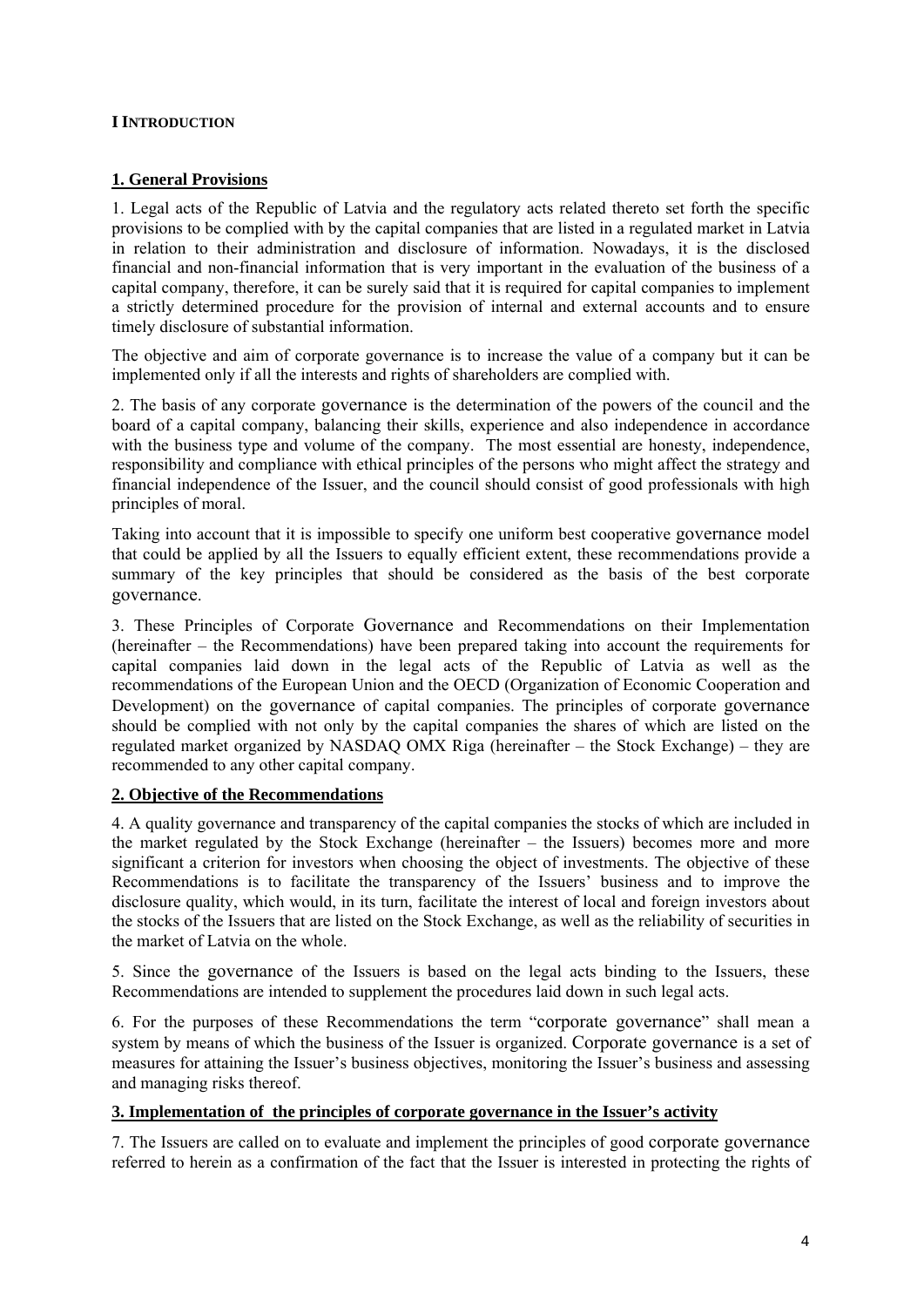# I INTRODUCTION

## 1. General Provisions

1. Legal acts of the Republic of Latvia and the regulatory acts related thereto set forth the specific provisions to be complied with by the capital companies that are listed in a regulated market in Latvia in relation to their administration and disclosure of information. Nowadays, it is the disclosed financial and non-financial information that is very important in the evaluation of the business of a capital company, therefore, it can be surely said that it is required for capital companies to implement a strictly determined procedure for the provision of internal and external accounts and to ensure timely disclosure of substantial information.

The objective and aim of corporate governance is to increase the value of a company but it can be implemented only if all the interests and rights of shareholders are complied with.

2. The basis of any corporate governance is the determination of the powers of the council and the board of a capital company, balancing their skills, experience and also independence in accordance with the business type and volume of the company. The most essential are honesty, independence, responsibility and compliance with ethical principles of the persons who might affect the strategy and financial independence of the Issuer, and the council should consist of good professionals with high principles of moral.

Taking into account that it is impossible to specify one uniform best cooperative governance model that could be applied by all the Issuers to equally efficient extent, these recommendations provide a summary of the key principles that should be considered as the basis of the best corporate governance.

3. These Principles of Corporate Governance and Recommendations on their Implementation (hereinafter – the Recommendations) have been prepared taking into account the requirements for capital companies laid down in the legal acts of the Republic of Latvia as well as the recommendations of the European Union and the OECD (Organization of Economic Cooperation and Development) on the governance of capital companies. The principles of corporate governance should be complied with not only by the capital companies the shares of which are listed on the regulated market organized by NASDAQ OMX Riga (hereinafter – the Stock Exchange) – they are recommended to any other capital company.

## 2. Objective of the Recommendations

4. A quality governance and transparency of the capital companies the stocks of which are included in the market regulated by the Stock Exchange (hereinafter – the Issuers) becomes more and more significant a criterion for investors when choosing the object of investments. The objective of these Recommendations is to facilitate the transparency of the Issuers' business and to improve the disclosure quality, which would, in its turn, facilitate the interest of local and foreign investors about the stocks of the Issuers that are listed on the Stock Exchange, as well as the reliability of securities in the market of Latvia on the whole.

5. Since the governance of the Issuers is based on the legal acts binding to the Issuers, these Recommendations are intended to supplement the procedures laid down in such legal acts.

6. For the purposes of these Recommendations the term "corporate governance" shall mean a system by means of which the business of the Issuer is organized. Corporate governance is a set of measures for attaining the Issuer's business objectives, monitoring the Issuer's business and assessing and managing risks thereof.

## 3. Implementation of the principles of corporate governance in the Issuer's activity

7. The Issuers are called on to evaluate and implement the principles of good corporate governance referred to herein as a confirmation of the fact that the Issuer is interested in protecting the rights of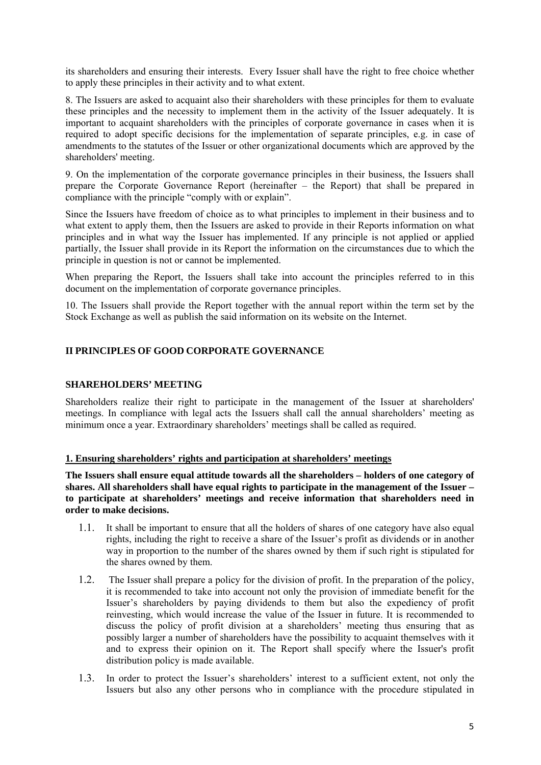its shareholders and ensuring their interests. Every Issuer shall have the right to free choice whether to apply these principles in their activity and to what extent.

8. The Issuers are asked to acquaint also their shareholders with these principles for them to evaluate these principles and the necessity to implement them in the activity of the Issuer adequately. It is important to acquaint shareholders with the principles of corporate governance in cases when it is required to adopt specific decisions for the implementation of separate principles, e.g. in case of amendments to the statutes of the Issuer or other organizational documents which are approved by the shareholders' meeting.

9. On the implementation of the corporate governance principles in their business, the Issuers shall prepare the Corporate Governance Report (hereinafter – the Report) that shall be prepared in compliance with the principle "comply with or explain".

Since the Issuers have freedom of choice as to what principles to implement in their business and to what extent to apply them, then the Issuers are asked to provide in their Reports information on what principles and in what way the Issuer has implemented. If any principle is not applied or applied partially, the Issuer shall provide in its Report the information on the circumstances due to which the principle in question is not or cannot be implemented.

When preparing the Report, the Issuers shall take into account the principles referred to in this document on the implementation of corporate governance principles.

10. The Issuers shall provide the Report together with the annual report within the term set by the Stock Exchange as well as publish the said information on its website on the Internet.

## II PRINCIPLES OF GOOD CORPORATE GOVERNANCE

### SHAREHOLDERS' MEETING

Shareholders realize their right to participate in the management of the Issuer at shareholders' meetings. In compliance with legal acts the Issuers shall call the annual shareholders' meeting as minimum once a year. Extraordinary shareholders' meetings shall be called as required.

#### 1. Ensuring shareholders' rights and participation at shareholders' meetings

**The Issuers shall ensure equal attitude towards all the shareholders – holders of one category of shares. All shareholders shall have equal rights to participate in the management of the Issuer – to participate at shareholders' meetings and receive information that shareholders need in order to make decisions.**

1.1. It shall be important to ensure that all the holders of shares of one category have also equal rights, including the right to receive a share of the Issuer's profit as dividends or in another way in proportion to the number of the shares owned by them if such right is stipulated for the shares owned by them.

1.2. The Issuer shall prepare a policy for the division of profit. In the preparation of the policy, it is recommended to take into account not only the provision of immediate benefit for the Issuer's shareholders by paying dividends to them but also the expediency of profit reinvesting, which would increase the value of the Issuer in future. It is recommended to discuss the policy of profit division at a shareholders' meeting thus ensuring that as possibly larger a number of shareholders have the possibility to acquaint themselves with it and to express their opinion on it. The Report shall specify where the Issuer's profit distribution policy is made available.

1.3. In order to protect the Issuer's shareholders' interest to a sufficient extent, not only the Issuers but also any other persons who in compliance with the procedure stipulated in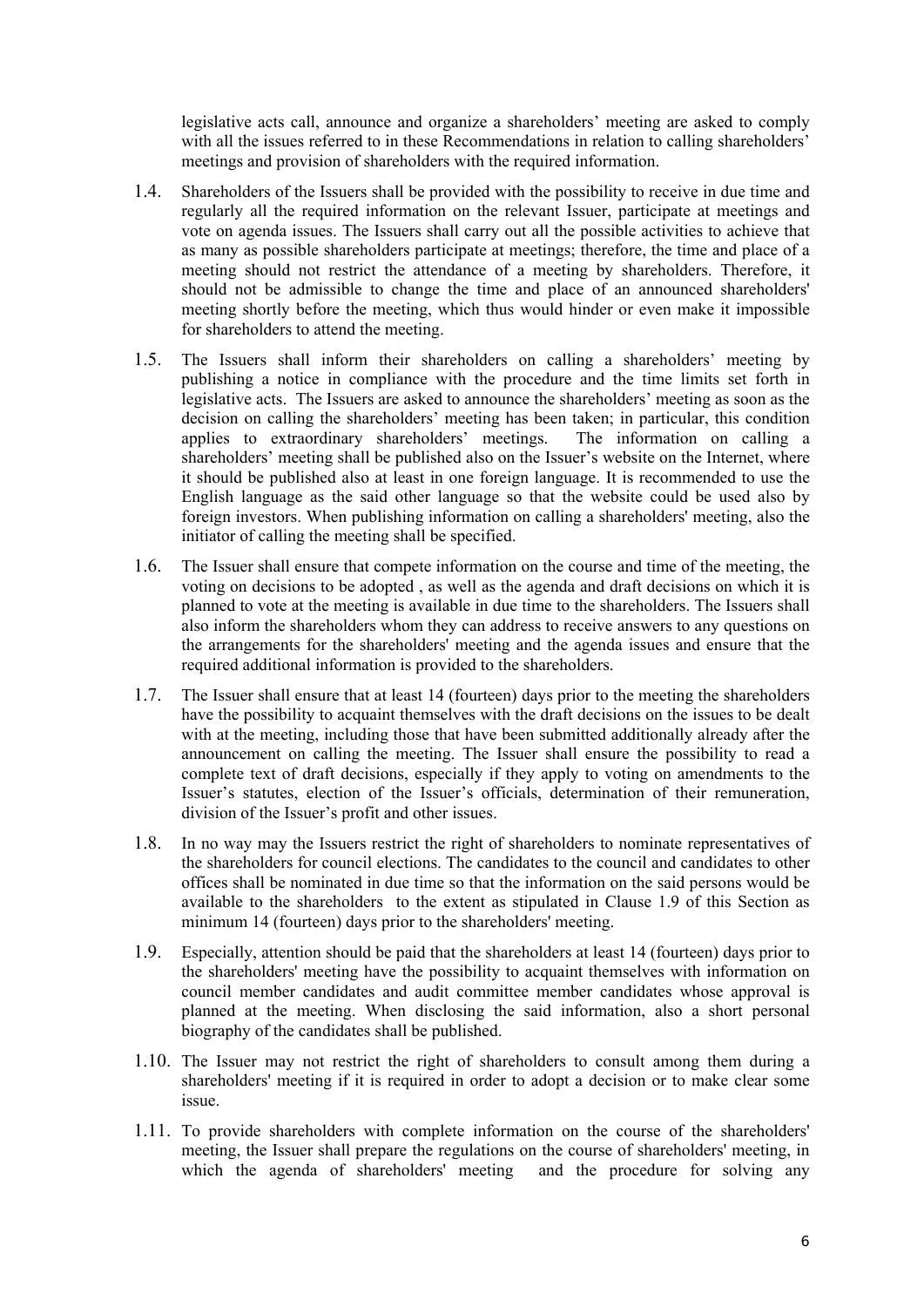legislative acts call, announce and organize a shareholders' meeting are asked to comply with all the issues referred to in these Recommendations in relation to calling shareholders' meetings and provision of shareholders with the required information.

1.4. Shareholders of the Issuers shall be provided with the possibility to receive in due time and regularly all the required information on the relevant Issuer, participate at meetings and vote on agenda issues. The Issuers shall carry out all the possible activities to achieve that as many as possible shareholders participate at meetings; therefore, the time and place of a meeting should not restrict the attendance of a meeting by shareholders. Therefore, it should not be admissible to change the time and place of an announced shareholders' meeting shortly before the meeting, which thus would hinder or even make it impossible for shareholders to attend the meeting.

1.5. The Issuers shall inform their shareholders on calling a shareholders' meeting by publishing a notice in compliance with the procedure and the time limits set forth in legislative acts. The Issuers are asked to announce the shareholders' meeting as soon as the decision on calling the shareholders' meeting has been taken; in particular, this condition applies to extraordinary shareholders' meetings. The information on calling a shareholders' meeting shall be published also on the Issuer's website on the Internet, where it should be published also at least in one foreign language. It is recommended to use the English language as the said other language so that the website could be used also by foreign investors. When publishing information on calling a shareholders' meeting, also the initiator of calling the meeting shall be specified.

1.6. The Issuer shall ensure that compete information on the course and time of the meeting, the voting on decisions to be adopted , as well as the agenda and draft decisions on which it is planned to vote at the meeting is available in due time to the shareholders. The Issuers shall also inform the shareholders whom they can address to receive answers to any questions on the arrangements for the shareholders' meeting and the agenda issues and ensure that the required additional information is provided to the shareholders.

1.7. The Issuer shall ensure that at least 14 (fourteen) days prior to the meeting the shareholders have the possibility to acquaint themselves with the draft decisions on the issues to be dealt with at the meeting, including those that have been submitted additionally already after the announcement on calling the meeting. The Issuer shall ensure the possibility to read a complete text of draft decisions, especially if they apply to voting on amendments to the Issuer's statutes, election of the Issuer's officials, determination of their remuneration, division of the Issuer's profit and other issues.

1.8. In no way may the Issuers restrict the right of shareholders to nominate representatives of the shareholders for council elections. The candidates to the council and candidates to other offices shall be nominated in due time so that the information on the said persons would be available to the shareholders to the extent as stipulated in Clause 1.9 of this Section as minimum 14 (fourteen) days prior to the shareholders' meeting.

1.9. Especially, attention should be paid that the shareholders at least 14 (fourteen) days prior to the shareholders' meeting have the possibility to acquaint themselves with information on council member candidates and audit committee member candidates whose approval is planned at the meeting. When disclosing the said information, also a short personal biography of the candidates shall be published.

1.10. The Issuer may not restrict the right of shareholders to consult among them during a shareholders' meeting if it is required in order to adopt a decision or to make clear some issue.

1.11. To provide shareholders with complete information on the course of the shareholders' meeting, the Issuer shall prepare the regulations on the course of shareholders' meeting, in which the agenda of shareholders' meeting and the procedure for solving any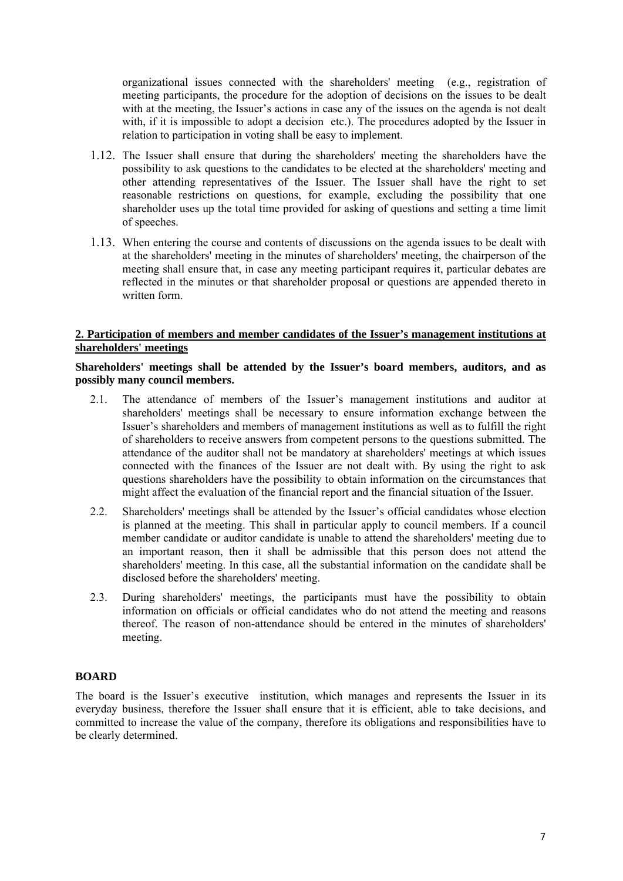organizational issues connected with the shareholders' meeting (e.g., registration of meeting participants, the procedure for the adoption of decisions on the issues to be dealt with at the meeting, the Issuer's actions in case any of the issues on the agenda is not dealt with, if it is impossible to adopt a decision etc.). The procedures adopted by the Issuer in relation to participation in voting shall be easy to implement.

1.12. The Issuer shall ensure that during the shareholders' meeting the shareholders have the possibility to ask questions to the candidates to be elected at the shareholders' meeting and other attending representatives of the Issuer. The Issuer shall have the right to set reasonable restrictions on questions, for example, excluding the possibility that one shareholder uses up the total time provided for asking of questions and setting a time limit of speeches.

1.13. When entering the course and contents of discussions on the agenda issues to be dealt with at the shareholders' meeting in the minutes of shareholders' meeting, the chairperson of the meeting shall ensure that, in case any meeting participant requires it, particular debates are reflected in the minutes or that shareholder proposal or questions are appended thereto in written form.

**2. Participation of members and member candidates of the Issuer's management institutions at shareholders' meetings**

**Shareholders' meetings shall be attended by the Issuer's board members, auditors, and as possibly many council members.**

2.1. The attendance of members of the Issuer's management institutions and auditor at shareholders' meetings shall be necessary to ensure information exchange between the Issuer's shareholders and members of management institutions as well as to fulfill the right of shareholders to receive answers from competent persons to the questions submitted. The attendance of the auditor shall not be mandatory at shareholders' meetings at which issues connected with the finances of the Issuer are not dealt with. By using the right to ask questions shareholders have the possibility to obtain information on the circumstances that might affect the evaluation of the financial report and the financial situation of the Issuer.

2.2. Shareholders' meetings shall be attended by the Issuer's official candidates whose election is planned at the meeting. This shall in particular apply to council members. If a council member candidate or auditor candidate is unable to attend the shareholders' meeting due to an important reason, then it shall be admissible that this person does not attend the shareholders' meeting. In this case, all the substantial information on the candidate shall be disclosed before the shareholders' meeting.

2.3. During shareholders' meetings, the participants must have the possibility to obtain information on officials or official candidates who do not attend the meeting and reasons thereof. The reason of non-attendance should be entered in the minutes of shareholders' meeting.

## BOARD

The board is the Issuer's executive institution, which manages and represents the Issuer in its everyday business, therefore the Issuer shall ensure that it is efficient, able to take decisions, and committed to increase the value of the company, therefore its obligations and responsibilities have to be clearly determined.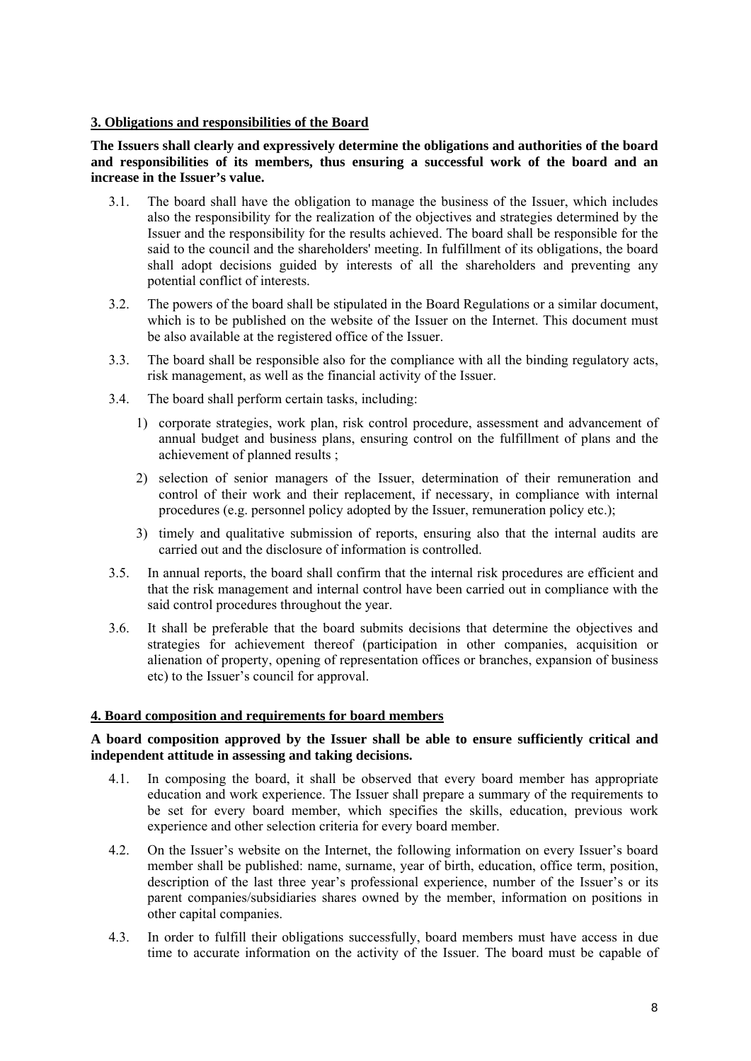**3. Obligations and responsibilities of the Board**

**The Issuers shall clearly and expressively determine the obligations and authorities of the board and responsibilities of its members, thus ensuring a successful work of the board and an increase in the Issuer's value.**

3.1. The board shall have the obligation to manage the business of the Issuer, which includes also the responsibility for the realization of the objectives and strategies determined by the Issuer and the responsibility for the results achieved. The board shall be responsible for the said to the council and the shareholders' meeting. In fulfillment of its obligations, the board shall adopt decisions guided by interests of all the shareholders and preventing any potential conflict of interests.

3.2. The powers of the board shall be stipulated in the Board Regulations or a similar document, which is to be published on the website of the Issuer on the Internet. This document must be also available at the registered office of the Issuer.

3.3. The board shall be responsible also for the compliance with all the binding regulatory acts, risk management, as well as the financial activity of the Issuer.

3.4. The board shall perform certain tasks, including:

1) corporate strategies, work plan, risk control procedure, assessment and advancement of annual budget and business plans, ensuring control on the fulfillment of plans and the achievement of planned results ;
2) selection of senior managers of the Issuer, determination of their remuneration and control of their work and their replacement, if necessary, in compliance with internal procedures (e.g. personnel policy adopted by the Issuer, remuneration policy etc.);
3) timely and qualitative submission of reports, ensuring also that the internal audits are carried out and the disclosure of information is controlled.

3.5. In annual reports, the board shall confirm that the internal risk procedures are efficient and that the risk management and internal control have been carried out in compliance with the said control procedures throughout the year.

3.6. It shall be preferable that the board submits decisions that determine the objectives and strategies for achievement thereof (participation in other companies, acquisition or alienation of property, opening of representation offices or branches, expansion of business etc) to the Issuer's council for approval.

**4. Board composition and requirements for board members**

**A board composition approved by the Issuer shall be able to ensure sufficiently critical and independent attitude in assessing and taking decisions.**

4.1. In composing the board, it shall be observed that every board member has appropriate education and work experience. The Issuer shall prepare a summary of the requirements to be set for every board member, which specifies the skills, education, previous work experience and other selection criteria for every board member.

4.2. On the Issuer's website on the Internet, the following information on every Issuer's board member shall be published: name, surname, year of birth, education, office term, position, description of the last three year's professional experience, number of the Issuer's or its parent companies/subsidiaries shares owned by the member, information on positions in other capital companies.

4.3. In order to fulfill their obligations successfully, board members must have access in due time to accurate information on the activity of the Issuer. The board must be capable of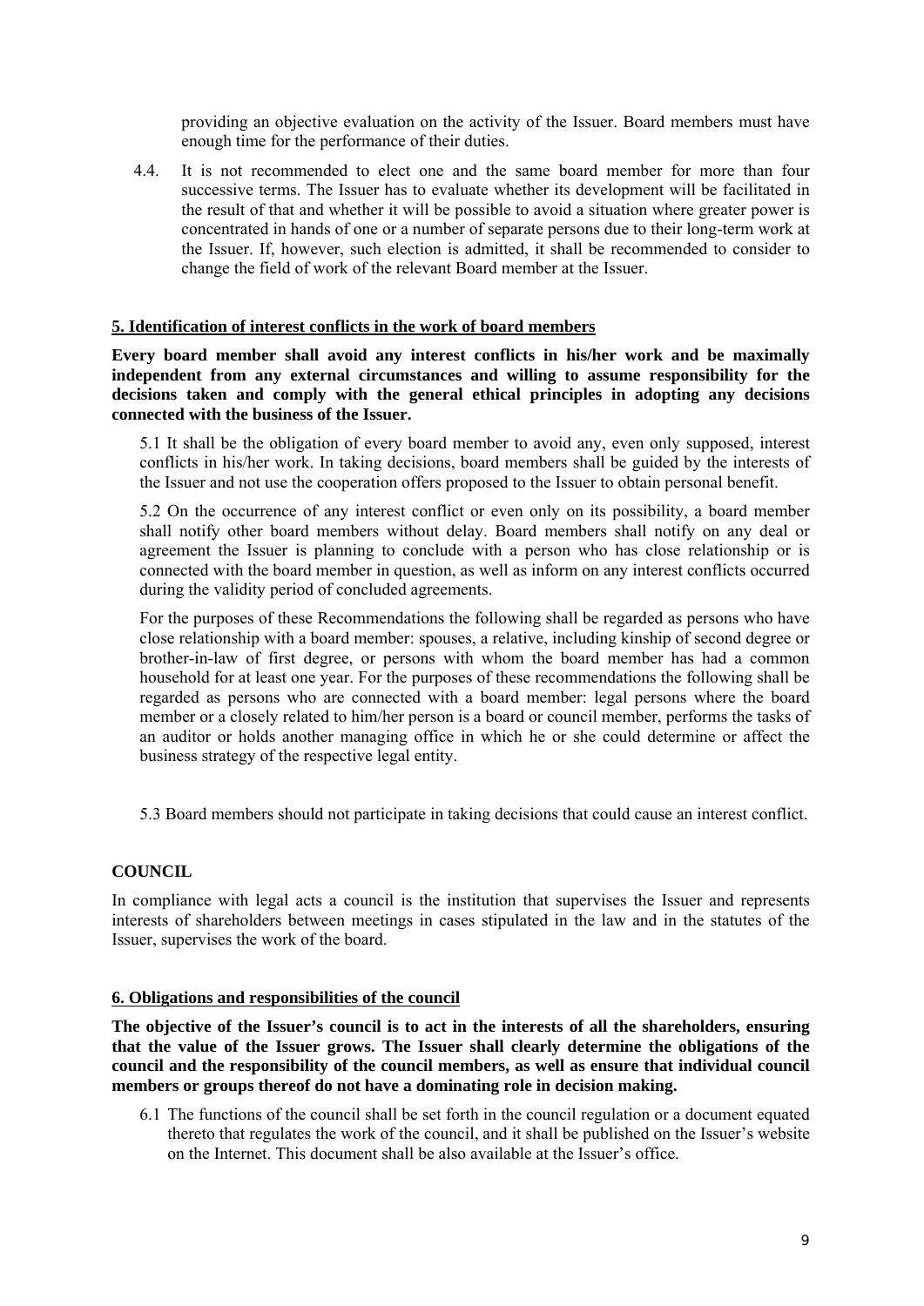providing an objective evaluation on the activity of the Issuer. Board members must have enough time for the performance of their duties.

4.4. It is not recommended to elect one and the same board member for more than four successive terms. The Issuer has to evaluate whether its development will be facilitated in the result of that and whether it will be possible to avoid a situation where greater power is concentrated in hands of one or a number of separate persons due to their long-term work at the Issuer. If, however, such election is admitted, it shall be recommended to consider to change the field of work of the relevant Board member at the Issuer.

## 5. Identification of interest conflicts in the work of board members

**Every board member shall avoid any interest conflicts in his/her work and be maximally independent from any external circumstances and willing to assume responsibility for the decisions taken and comply with the general ethical principles in adopting any decisions connected with the business of the Issuer.**

5.1 It shall be the obligation of every board member to avoid any, even only supposed, interest conflicts in his/her work. In taking decisions, board members shall be guided by the interests of the Issuer and not use the cooperation offers proposed to the Issuer to obtain personal benefit.

5.2 On the occurrence of any interest conflict or even only on its possibility, a board member shall notify other board members without delay. Board members shall notify on any deal or agreement the Issuer is planning to conclude with a person who has close relationship or is connected with the board member in question, as well as inform on any interest conflicts occurred during the validity period of concluded agreements.

For the purposes of these Recommendations the following shall be regarded as persons who have close relationship with a board member: spouses, a relative, including kinship of second degree or brother-in-law of first degree, or persons with whom the board member has had a common household for at least one year. For the purposes of these recommendations the following shall be regarded as persons who are connected with a board member: legal persons where the board member or a closely related to him/her person is a board or council member, performs the tasks of an auditor or holds another managing office in which he or she could determine or affect the business strategy of the respective legal entity.

5.3 Board members should not participate in taking decisions that could cause an interest conflict.

## COUNCIL

In compliance with legal acts a council is the institution that supervises the Issuer and represents interests of shareholders between meetings in cases stipulated in the law and in the statutes of the Issuer, supervises the work of the board.

## 6. Obligations and responsibilities of the council

**The objective of the Issuer's council is to act in the interests of all the shareholders, ensuring that the value of the Issuer grows. The Issuer shall clearly determine the obligations of the council and the responsibility of the council members, as well as ensure that individual council members or groups thereof do not have a dominating role in decision making.**

6.1 The functions of the council shall be set forth in the council regulation or a document equated thereto that regulates the work of the council, and it shall be published on the Issuer's website on the Internet. This document shall be also available at the Issuer's office.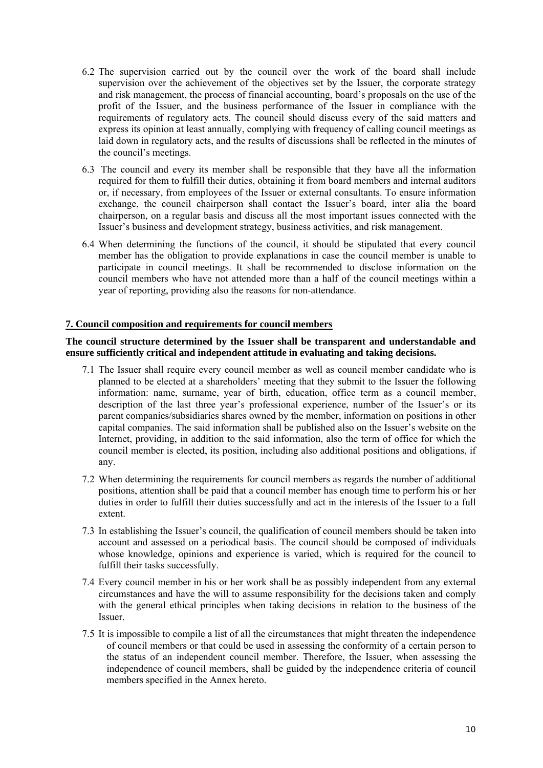6.2 The supervision carried out by the council over the work of the board shall include supervision over the achievement of the objectives set by the Issuer, the corporate strategy and risk management, the process of financial accounting, board's proposals on the use of the profit of the Issuer, and the business performance of the Issuer in compliance with the requirements of regulatory acts. The council should discuss every of the said matters and express its opinion at least annually, complying with frequency of calling council meetings as laid down in regulatory acts, and the results of discussions shall be reflected in the minutes of the council's meetings.

6.3 The council and every its member shall be responsible that they have all the information required for them to fulfill their duties, obtaining it from board members and internal auditors or, if necessary, from employees of the Issuer or external consultants. To ensure information exchange, the council chairperson shall contact the Issuer's board, inter alia the board chairperson, on a regular basis and discuss all the most important issues connected with the Issuer's business and development strategy, business activities, and risk management.

6.4 When determining the functions of the council, it should be stipulated that every council member has the obligation to provide explanations in case the council member is unable to participate in council meetings. It shall be recommended to disclose information on the council members who have not attended more than a half of the council meetings within a year of reporting, providing also the reasons for non-attendance.

## 7. Council composition and requirements for council members

**The council structure determined by the Issuer shall be transparent and understandable and ensure sufficiently critical and independent attitude in evaluating and taking decisions.**

7.1 The Issuer shall require every council member as well as council member candidate who is planned to be elected at a shareholders' meeting that they submit to the Issuer the following information: name, surname, year of birth, education, office term as a council member, description of the last three year's professional experience, number of the Issuer's or its parent companies/subsidiaries shares owned by the member, information on positions in other capital companies. The said information shall be published also on the Issuer's website on the Internet, providing, in addition to the said information, also the term of office for which the council member is elected, its position, including also additional positions and obligations, if any.

7.2 When determining the requirements for council members as regards the number of additional positions, attention shall be paid that a council member has enough time to perform his or her duties in order to fulfill their duties successfully and act in the interests of the Issuer to a full extent.

7.3 In establishing the Issuer's council, the qualification of council members should be taken into account and assessed on a periodical basis. The council should be composed of individuals whose knowledge, opinions and experience is varied, which is required for the council to fulfill their tasks successfully.

7.4 Every council member in his or her work shall be as possibly independent from any external circumstances and have the will to assume responsibility for the decisions taken and comply with the general ethical principles when taking decisions in relation to the business of the Issuer.

7.5 It is impossible to compile a list of all the circumstances that might threaten the independence of council members or that could be used in assessing the conformity of a certain person to the status of an independent council member. Therefore, the Issuer, when assessing the independence of council members, shall be guided by the independence criteria of council members specified in the Annex hereto.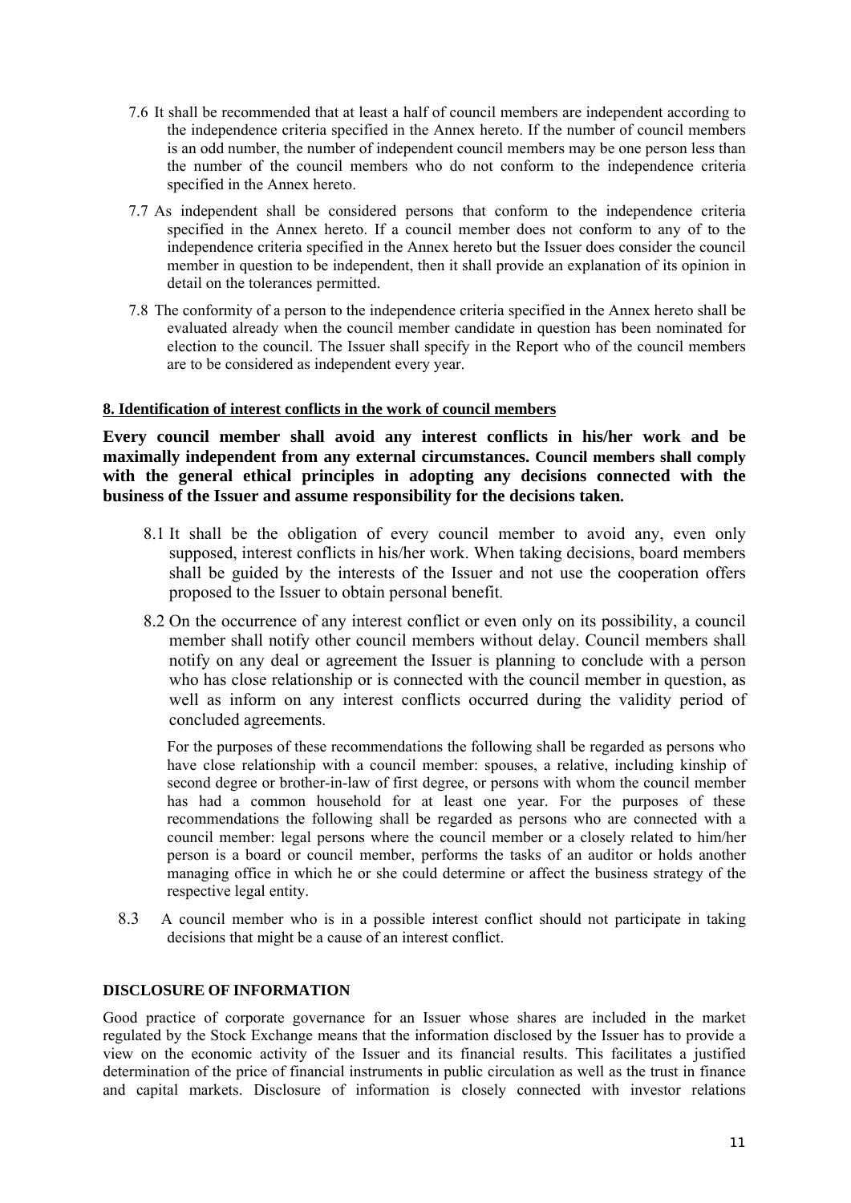7.6 It shall be recommended that at least a half of council members are independent according to the independence criteria specified in the Annex hereto. If the number of council members is an odd number, the number of independent council members may be one person less than the number of the council members who do not conform to the independence criteria specified in the Annex hereto.

7.7 As independent shall be considered persons that conform to the independence criteria specified in the Annex hereto. If a council member does not conform to any of to the independence criteria specified in the Annex hereto but the Issuer does consider the council member in question to be independent, then it shall provide an explanation of its opinion in detail on the tolerances permitted.

7.8 The conformity of a person to the independence criteria specified in the Annex hereto shall be evaluated already when the council member candidate in question has been nominated for election to the council. The Issuer shall specify in the Report who of the council members are to be considered as independent every year.

**8. Identification of interest conflicts in the work of council members**

**Every council member shall avoid any interest conflicts in his/her work and be maximally independent from any external circumstances. Council members shall comply with the general ethical principles in adopting any decisions connected with the business of the Issuer and assume responsibility for the decisions taken.**

8.1 It shall be the obligation of every council member to avoid any, even only supposed, interest conflicts in his/her work. When taking decisions, board members shall be guided by the interests of the Issuer and not use the cooperation offers proposed to the Issuer to obtain personal benefit.

8.2 On the occurrence of any interest conflict or even only on its possibility, a council member shall notify other council members without delay. Council members shall notify on any deal or agreement the Issuer is planning to conclude with a person who has close relationship or is connected with the council member in question, as well as inform on any interest conflicts occurred during the validity period of concluded agreements.

For the purposes of these recommendations the following shall be regarded as persons who have close relationship with a council member: spouses, a relative, including kinship of second degree or brother-in-law of first degree, or persons with whom the council member has had a common household for at least one year. For the purposes of these recommendations the following shall be regarded as persons who are connected with a council member: legal persons where the council member or a closely related to him/her person is a board or council member, performs the tasks of an auditor or holds another managing office in which he or she could determine or affect the business strategy of the respective legal entity.

8.3 A council member who is in a possible interest conflict should not participate in taking decisions that might be a cause of an interest conflict.

**DISCLOSURE OF INFORMATION**

Good practice of corporate governance for an Issuer whose shares are included in the market regulated by the Stock Exchange means that the information disclosed by the Issuer has to provide a view on the economic activity of the Issuer and its financial results. This facilitates a justified determination of the price of financial instruments in public circulation as well as the trust in finance and capital markets. Disclosure of information is closely connected with investor relations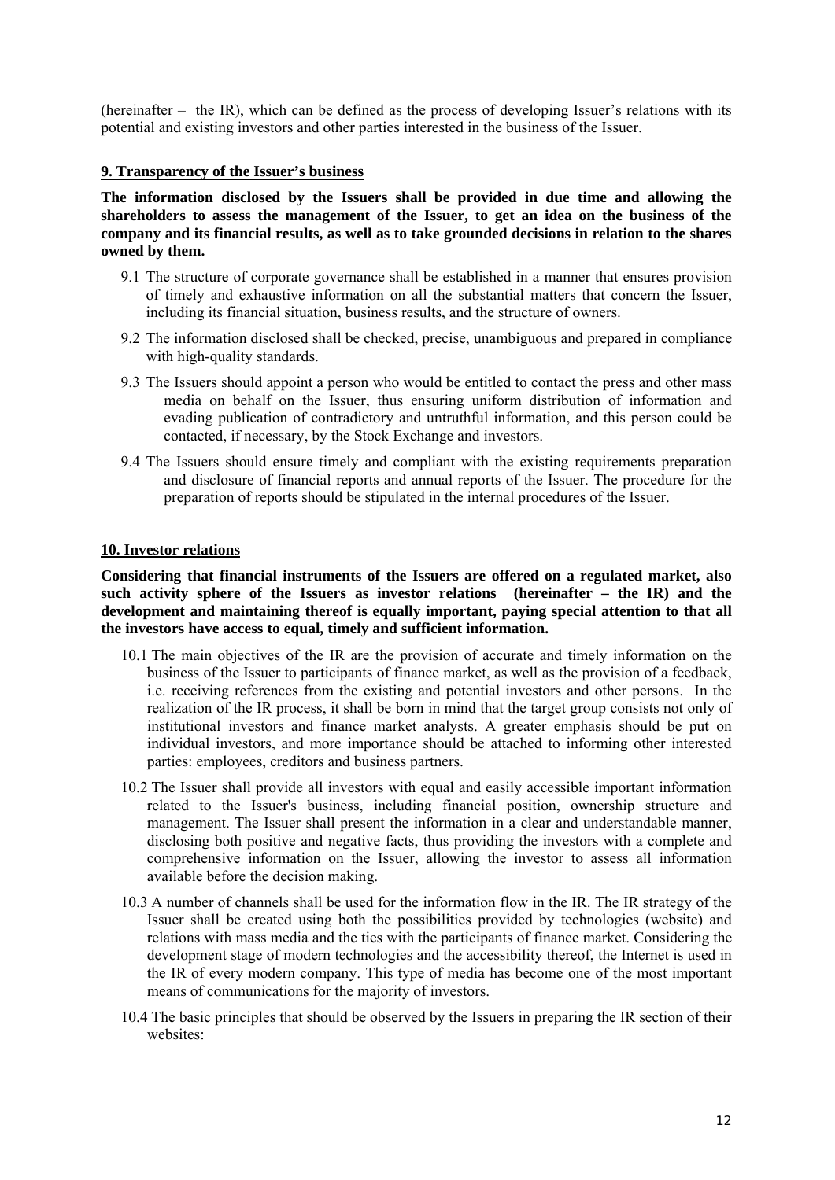(hereinafter – the IR), which can be defined as the process of developing Issuer's relations with its potential and existing investors and other parties interested in the business of the Issuer.

## 9. Transparency of the Issuer's business

**The information disclosed by the Issuers shall be provided in due time and allowing the shareholders to assess the management of the Issuer, to get an idea on the business of the company and its financial results, as well as to take grounded decisions in relation to the shares owned by them.**

9.1 The structure of corporate governance shall be established in a manner that ensures provision of timely and exhaustive information on all the substantial matters that concern the Issuer, including its financial situation, business results, and the structure of owners.

9.2 The information disclosed shall be checked, precise, unambiguous and prepared in compliance with high-quality standards.

9.3 The Issuers should appoint a person who would be entitled to contact the press and other mass media on behalf on the Issuer, thus ensuring uniform distribution of information and evading publication of contradictory and untruthful information, and this person could be contacted, if necessary, by the Stock Exchange and investors.

9.4 The Issuers should ensure timely and compliant with the existing requirements preparation and disclosure of financial reports and annual reports of the Issuer. The procedure for the preparation of reports should be stipulated in the internal procedures of the Issuer.

## 10. Investor relations

**Considering that financial instruments of the Issuers are offered on a regulated market, also such activity sphere of the Issuers as investor relations (hereinafter – the IR) and the development and maintaining thereof is equally important, paying special attention to that all the investors have access to equal, timely and sufficient information.**

10.1 The main objectives of the IR are the provision of accurate and timely information on the business of the Issuer to participants of finance market, as well as the provision of a feedback, i.e. receiving references from the existing and potential investors and other persons. In the realization of the IR process, it shall be born in mind that the target group consists not only of institutional investors and finance market analysts. A greater emphasis should be put on individual investors, and more importance should be attached to informing other interested parties: employees, creditors and business partners.

10.2 The Issuer shall provide all investors with equal and easily accessible important information related to the Issuer's business, including financial position, ownership structure and management. The Issuer shall present the information in a clear and understandable manner, disclosing both positive and negative facts, thus providing the investors with a complete and comprehensive information on the Issuer, allowing the investor to assess all information available before the decision making.

10.3 A number of channels shall be used for the information flow in the IR. The IR strategy of the Issuer shall be created using both the possibilities provided by technologies (website) and relations with mass media and the ties with the participants of finance market. Considering the development stage of modern technologies and the accessibility thereof, the Internet is used in the IR of every modern company. This type of media has become one of the most important means of communications for the majority of investors.

10.4 The basic principles that should be observed by the Issuers in preparing the IR section of their websites: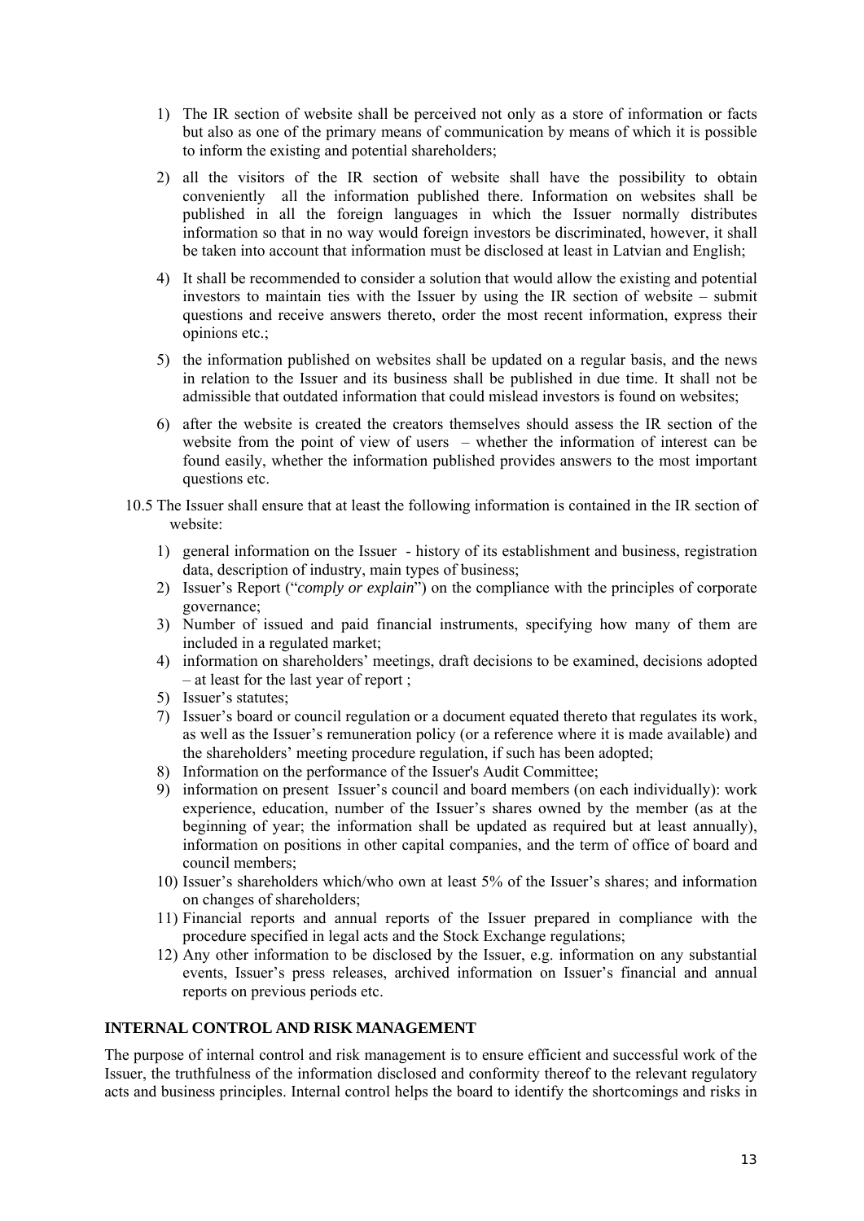1) The IR section of website shall be perceived not only as a store of information or facts but also as one of the primary means of communication by means of which it is possible to inform the existing and potential shareholders;

2) all the visitors of the IR section of website shall have the possibility to obtain conveniently all the information published there. Information on websites shall be published in all the foreign languages in which the Issuer normally distributes information so that in no way would foreign investors be discriminated, however, it shall be taken into account that information must be disclosed at least in Latvian and English;

4) It shall be recommended to consider a solution that would allow the existing and potential investors to maintain ties with the Issuer by using the IR section of website – submit questions and receive answers thereto, order the most recent information, express their opinions etc.;

5) the information published on websites shall be updated on a regular basis, and the news in relation to the Issuer and its business shall be published in due time. It shall not be admissible that outdated information that could mislead investors is found on websites;

6) after the website is created the creators themselves should assess the IR section of the website from the point of view of users – whether the information of interest can be found easily, whether the information published provides answers to the most important questions etc.

10.5 The Issuer shall ensure that at least the following information is contained in the IR section of website:

1) general information on the Issuer - history of its establishment and business, registration data, description of industry, main types of business;
2) Issuer's Report ("*comply or explain*") on the compliance with the principles of corporate governance;
3) Number of issued and paid financial instruments, specifying how many of them are included in a regulated market;
4) information on shareholders' meetings, draft decisions to be examined, decisions adopted – at least for the last year of report ;
5) Issuer's statutes;
7) Issuer's board or council regulation or a document equated thereto that regulates its work, as well as the Issuer's remuneration policy (or a reference where it is made available) and the shareholders' meeting procedure regulation, if such has been adopted;
8) Information on the performance of the Issuer's Audit Committee;
9) information on present Issuer's council and board members (on each individually): work experience, education, number of the Issuer's shares owned by the member (as at the beginning of year; the information shall be updated as required but at least annually), information on positions in other capital companies, and the term of office of board and council members;
10) Issuer's shareholders which/who own at least 5% of the Issuer's shares; and information on changes of shareholders;
11) Financial reports and annual reports of the Issuer prepared in compliance with the procedure specified in legal acts and the Stock Exchange regulations;
12) Any other information to be disclosed by the Issuer, e.g. information on any substantial events, Issuer's press releases, archived information on Issuer's financial and annual reports on previous periods etc.

## INTERNAL CONTROL AND RISK MANAGEMENT

The purpose of internal control and risk management is to ensure efficient and successful work of the Issuer, the truthfulness of the information disclosed and conformity thereof to the relevant regulatory acts and business principles. Internal control helps the board to identify the shortcomings and risks in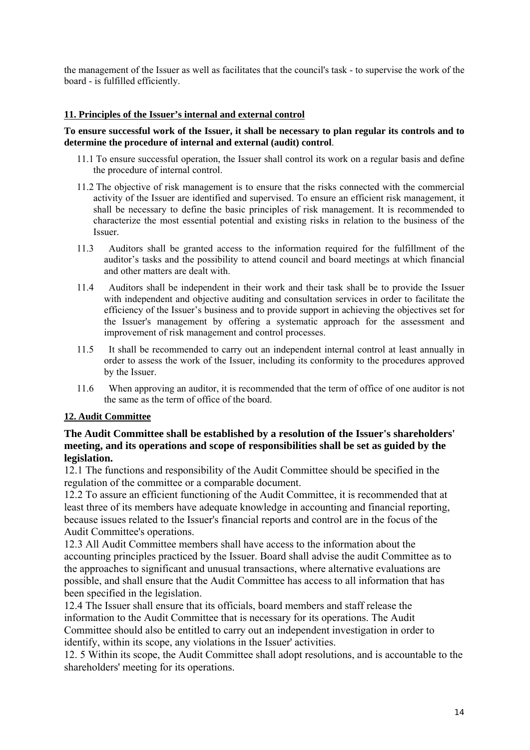the management of the Issuer as well as facilitates that the council's task - to supervise the work of the board - is fulfilled efficiently.

## 11. Principles of the Issuer's internal and external control

**To ensure successful work of the Issuer, it shall be necessary to plan regular its controls and to determine the procedure of internal and external (audit) control**.

11.1 To ensure successful operation, the Issuer shall control its work on a regular basis and define the procedure of internal control.

11.2 The objective of risk management is to ensure that the risks connected with the commercial activity of the Issuer are identified and supervised. To ensure an efficient risk management, it shall be necessary to define the basic principles of risk management. It is recommended to characterize the most essential potential and existing risks in relation to the business of the Issuer.

11.3 Auditors shall be granted access to the information required for the fulfillment of the auditor's tasks and the possibility to attend council and board meetings at which financial and other matters are dealt with.

11.4 Auditors shall be independent in their work and their task shall be to provide the Issuer with independent and objective auditing and consultation services in order to facilitate the efficiency of the Issuer's business and to provide support in achieving the objectives set for the Issuer's management by offering a systematic approach for the assessment and improvement of risk management and control processes.

11.5 It shall be recommended to carry out an independent internal control at least annually in order to assess the work of the Issuer, including its conformity to the procedures approved by the Issuer.

11.6 When approving an auditor, it is recommended that the term of office of one auditor is not the same as the term of office of the board.

## 12. Audit Committee

**The Audit Committee shall be established by a resolution of the Issuer's shareholders' meeting, and its operations and scope of responsibilities shall be set as guided by the legislation.**

12.1 The functions and responsibility of the Audit Committee should be specified in the regulation of the committee or a comparable document.

12.2 To assure an efficient functioning of the Audit Committee, it is recommended that at least three of its members have adequate knowledge in accounting and financial reporting, because issues related to the Issuer's financial reports and control are in the focus of the Audit Committee's operations.

12.3 All Audit Committee members shall have access to the information about the accounting principles practiced by the Issuer. Board shall advise the audit Committee as to the approaches to significant and unusual transactions, where alternative evaluations are possible, and shall ensure that the Audit Committee has access to all information that has been specified in the legislation.

12.4 The Issuer shall ensure that its officials, board members and staff release the information to the Audit Committee that is necessary for its operations. The Audit Committee should also be entitled to carry out an independent investigation in order to identify, within its scope, any violations in the Issuer' activities.

12. 5 Within its scope, the Audit Committee shall adopt resolutions, and is accountable to the shareholders' meeting for its operations.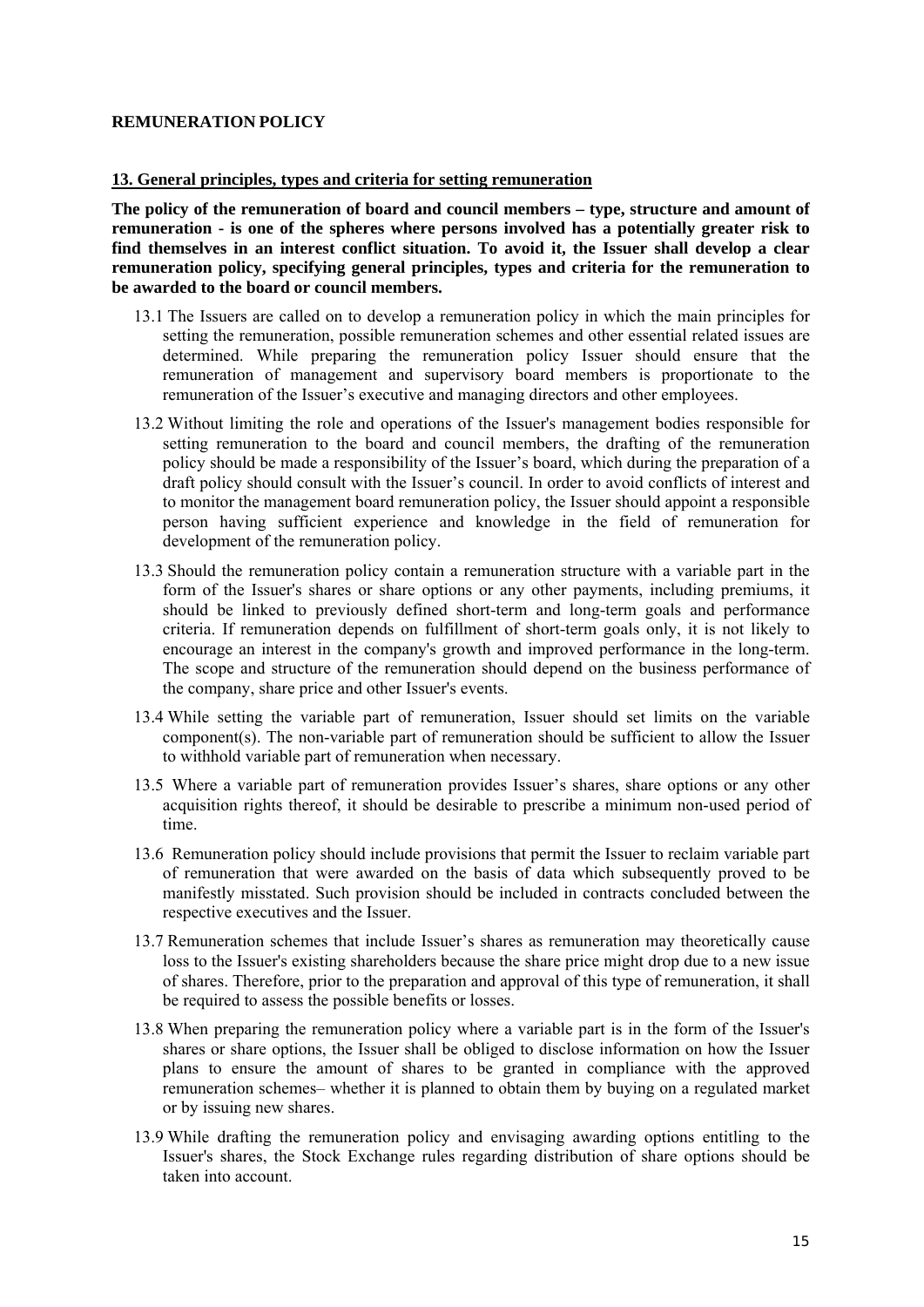**REMUNERATION POLICY**

## 13. General principles, types and criteria for setting remuneration

**The policy of the remuneration of board and council members – type, structure and amount of remuneration - is one of the spheres where persons involved has a potentially greater risk to find themselves in an interest conflict situation. To avoid it, the Issuer shall develop a clear remuneration policy, specifying general principles, types and criteria for the remuneration to be awarded to the board or council members.**

13.1 The Issuers are called on to develop a remuneration policy in which the main principles for setting the remuneration, possible remuneration schemes and other essential related issues are determined. While preparing the remuneration policy Issuer should ensure that the remuneration of management and supervisory board members is proportionate to the remuneration of the Issuer's executive and managing directors and other employees.

13.2 Without limiting the role and operations of the Issuer's management bodies responsible for setting remuneration to the board and council members, the drafting of the remuneration policy should be made a responsibility of the Issuer's board, which during the preparation of a draft policy should consult with the Issuer's council. In order to avoid conflicts of interest and to monitor the management board remuneration policy, the Issuer should appoint a responsible person having sufficient experience and knowledge in the field of remuneration for development of the remuneration policy.

13.3 Should the remuneration policy contain a remuneration structure with a variable part in the form of the Issuer's shares or share options or any other payments, including premiums, it should be linked to previously defined short-term and long-term goals and performance criteria. If remuneration depends on fulfillment of short-term goals only, it is not likely to encourage an interest in the company's growth and improved performance in the long-term. The scope and structure of the remuneration should depend on the business performance of the company, share price and other Issuer's events.

13.4 While setting the variable part of remuneration, Issuer should set limits on the variable component(s). The non-variable part of remuneration should be sufficient to allow the Issuer to withhold variable part of remuneration when necessary.

13.5 Where a variable part of remuneration provides Issuer's shares, share options or any other acquisition rights thereof, it should be desirable to prescribe a minimum non-used period of time.

13.6 Remuneration policy should include provisions that permit the Issuer to reclaim variable part of remuneration that were awarded on the basis of data which subsequently proved to be manifestly misstated. Such provision should be included in contracts concluded between the respective executives and the Issuer.

13.7 Remuneration schemes that include Issuer's shares as remuneration may theoretically cause loss to the Issuer's existing shareholders because the share price might drop due to a new issue of shares. Therefore, prior to the preparation and approval of this type of remuneration, it shall be required to assess the possible benefits or losses.

13.8 When preparing the remuneration policy where a variable part is in the form of the Issuer's shares or share options, the Issuer shall be obliged to disclose information on how the Issuer plans to ensure the amount of shares to be granted in compliance with the approved remuneration schemes– whether it is planned to obtain them by buying on a regulated market or by issuing new shares.

13.9 While drafting the remuneration policy and envisaging awarding options entitling to the Issuer's shares, the Stock Exchange rules regarding distribution of share options should be taken into account.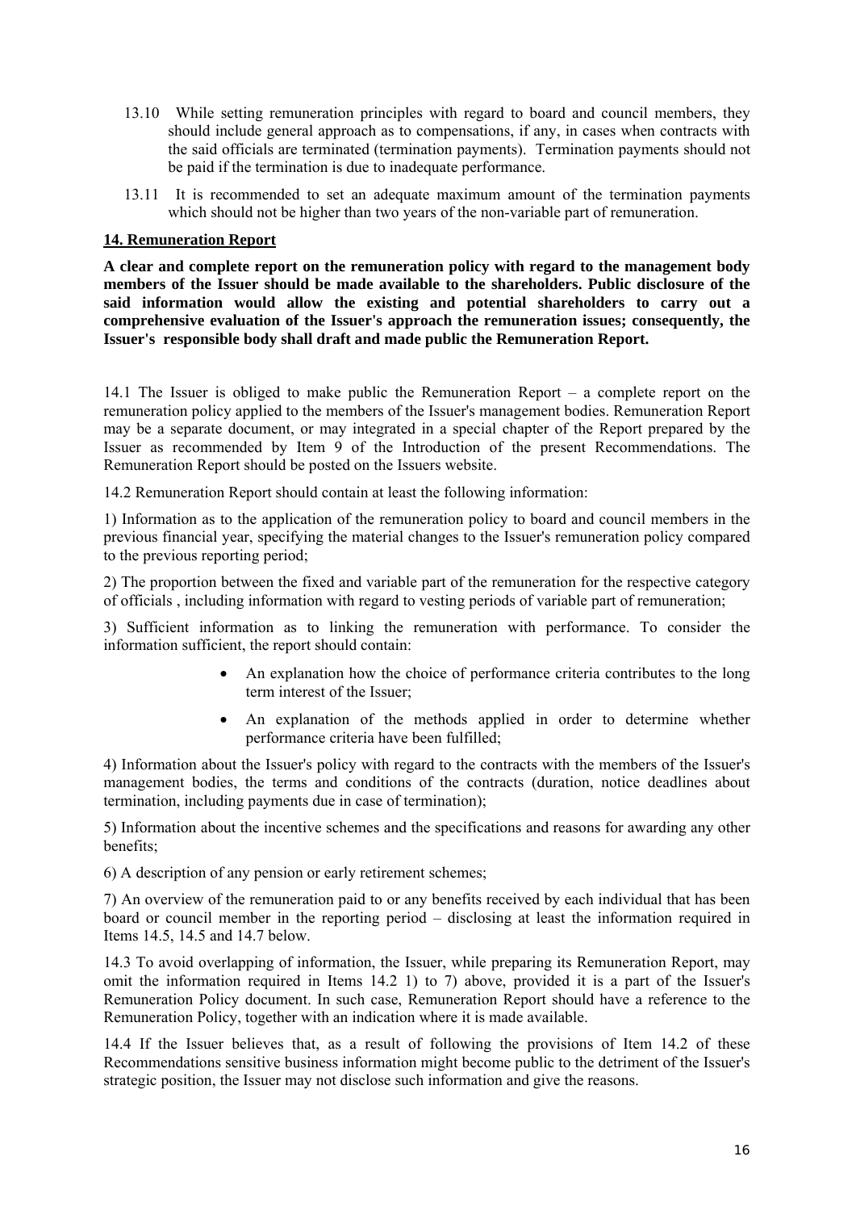13.10 While setting remuneration principles with regard to board and council members, they should include general approach as to compensations, if any, in cases when contracts with the said officials are terminated (termination payments). Termination payments should not be paid if the termination is due to inadequate performance.

13.11 It is recommended to set an adequate maximum amount of the termination payments which should not be higher than two years of the non-variable part of remuneration.

## 14. Remuneration Report

**A clear and complete report on the remuneration policy with regard to the management body members of the Issuer should be made available to the shareholders. Public disclosure of the said information would allow the existing and potential shareholders to carry out a comprehensive evaluation of the Issuer's approach the remuneration issues; consequently, the Issuer's responsible body shall draft and made public the Remuneration Report.**

14.1 The Issuer is obliged to make public the Remuneration Report – a complete report on the remuneration policy applied to the members of the Issuer's management bodies. Remuneration Report may be a separate document, or may integrated in a special chapter of the Report prepared by the Issuer as recommended by Item 9 of the Introduction of the present Recommendations. The Remuneration Report should be posted on the Issuers website.

14.2 Remuneration Report should contain at least the following information:

1) Information as to the application of the remuneration policy to board and council members in the previous financial year, specifying the material changes to the Issuer's remuneration policy compared to the previous reporting period;

2) The proportion between the fixed and variable part of the remuneration for the respective category of officials , including information with regard to vesting periods of variable part of remuneration;

3) Sufficient information as to linking the remuneration with performance. To consider the information sufficient, the report should contain:

- An explanation how the choice of performance criteria contributes to the long term interest of the Issuer;
- An explanation of the methods applied in order to determine whether performance criteria have been fulfilled;

4) Information about the Issuer's policy with regard to the contracts with the members of the Issuer's management bodies, the terms and conditions of the contracts (duration, notice deadlines about termination, including payments due in case of termination);

5) Information about the incentive schemes and the specifications and reasons for awarding any other benefits;

6) A description of any pension or early retirement schemes;

7) An overview of the remuneration paid to or any benefits received by each individual that has been board or council member in the reporting period – disclosing at least the information required in Items 14.5, 14.5 and 14.7 below.

14.3 To avoid overlapping of information, the Issuer, while preparing its Remuneration Report, may omit the information required in Items 14.2 1) to 7) above, provided it is a part of the Issuer's Remuneration Policy document. In such case, Remuneration Report should have a reference to the Remuneration Policy, together with an indication where it is made available.

14.4 If the Issuer believes that, as a result of following the provisions of Item 14.2 of these Recommendations sensitive business information might become public to the detriment of the Issuer's strategic position, the Issuer may not disclose such information and give the reasons.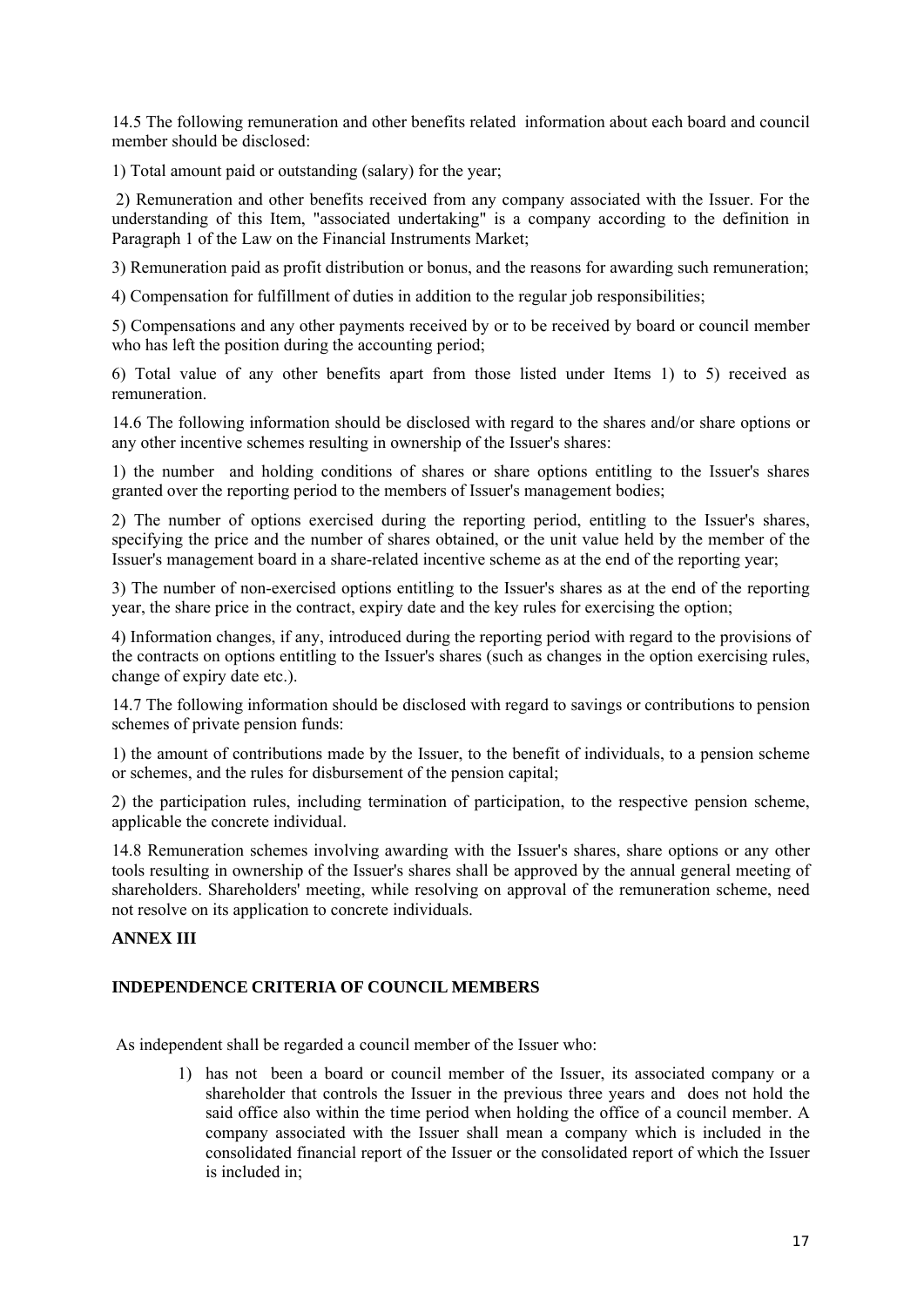14.5 The following remuneration and other benefits related information about each board and council member should be disclosed:

1) Total amount paid or outstanding (salary) for the year;

2) Remuneration and other benefits received from any company associated with the Issuer. For the understanding of this Item, "associated undertaking" is a company according to the definition in Paragraph 1 of the Law on the Financial Instruments Market;

3) Remuneration paid as profit distribution or bonus, and the reasons for awarding such remuneration;

4) Compensation for fulfillment of duties in addition to the regular job responsibilities;

5) Compensations and any other payments received by or to be received by board or council member who has left the position during the accounting period;

6) Total value of any other benefits apart from those listed under Items 1) to 5) received as remuneration.

14.6 The following information should be disclosed with regard to the shares and/or share options or any other incentive schemes resulting in ownership of the Issuer's shares:

1) the number and holding conditions of shares or share options entitling to the Issuer's shares granted over the reporting period to the members of Issuer's management bodies;

2) The number of options exercised during the reporting period, entitling to the Issuer's shares, specifying the price and the number of shares obtained, or the unit value held by the member of the Issuer's management board in a share-related incentive scheme as at the end of the reporting year;

3) The number of non-exercised options entitling to the Issuer's shares as at the end of the reporting year, the share price in the contract, expiry date and the key rules for exercising the option;

4) Information changes, if any, introduced during the reporting period with regard to the provisions of the contracts on options entitling to the Issuer's shares (such as changes in the option exercising rules, change of expiry date etc.).

14.7 The following information should be disclosed with regard to savings or contributions to pension schemes of private pension funds:

1) the amount of contributions made by the Issuer, to the benefit of individuals, to a pension scheme or schemes, and the rules for disbursement of the pension capital;

2) the participation rules, including termination of participation, to the respective pension scheme, applicable the concrete individual.

14.8 Remuneration schemes involving awarding with the Issuer's shares, share options or any other tools resulting in ownership of the Issuer's shares shall be approved by the annual general meeting of shareholders. Shareholders' meeting, while resolving on approval of the remuneration scheme, need not resolve on its application to concrete individuals.

## ANNEX III

## INDEPENDENCE CRITERIA OF COUNCIL MEMBERS

As independent shall be regarded a council member of the Issuer who:

1) has not been a board or council member of the Issuer, its associated company or a shareholder that controls the Issuer in the previous three years and does not hold the said office also within the time period when holding the office of a council member. A company associated with the Issuer shall mean a company which is included in the consolidated financial report of the Issuer or the consolidated report of which the Issuer is included in;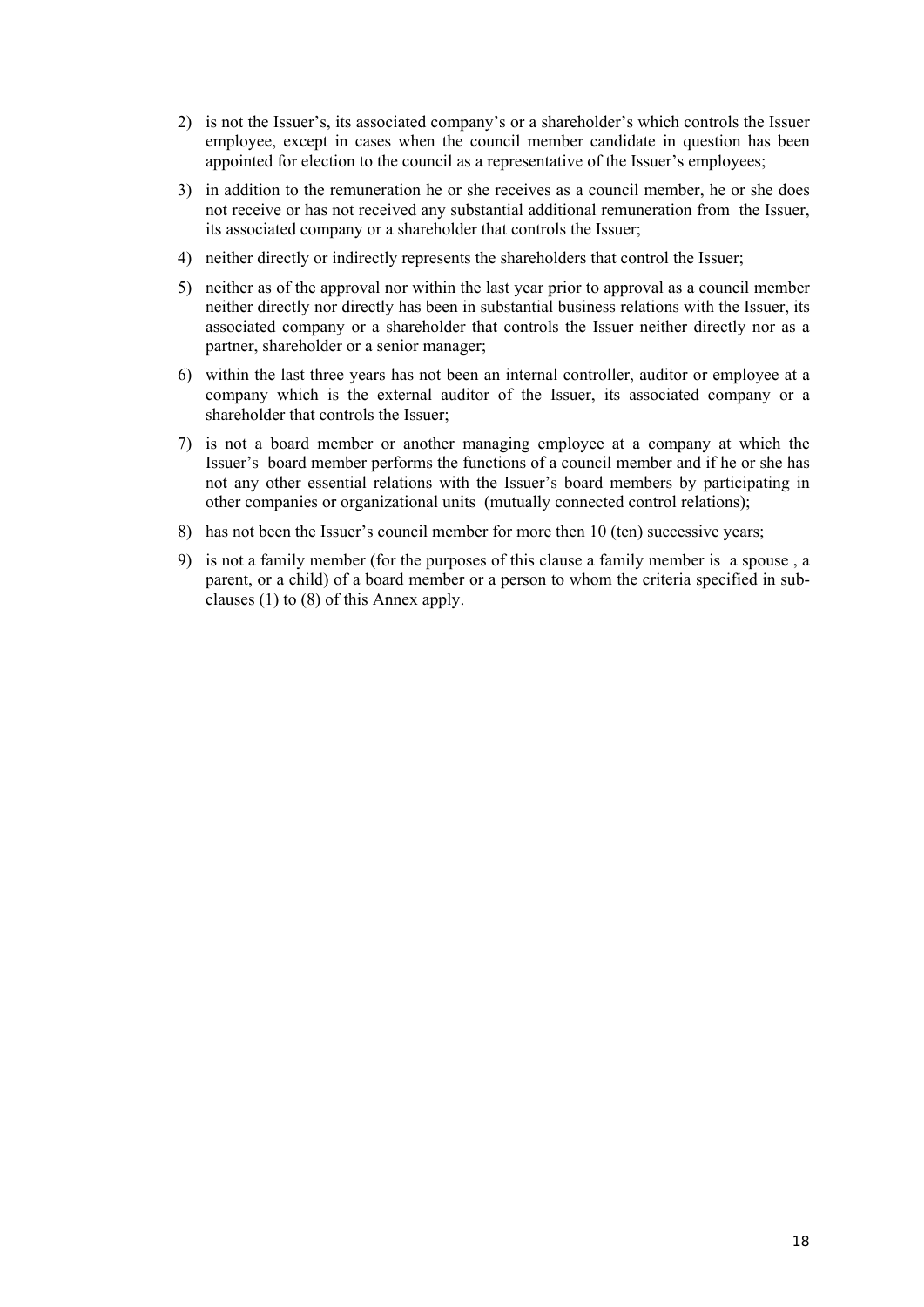2) is not the Issuer's, its associated company's or a shareholder's which controls the Issuer employee, except in cases when the council member candidate in question has been appointed for election to the council as a representative of the Issuer's employees;

3) in addition to the remuneration he or she receives as a council member, he or she does not receive or has not received any substantial additional remuneration from the Issuer, its associated company or a shareholder that controls the Issuer;

4) neither directly or indirectly represents the shareholders that control the Issuer;

5) neither as of the approval nor within the last year prior to approval as a council member neither directly nor directly has been in substantial business relations with the Issuer, its associated company or a shareholder that controls the Issuer neither directly nor as a partner, shareholder or a senior manager;

6) within the last three years has not been an internal controller, auditor or employee at a company which is the external auditor of the Issuer, its associated company or a shareholder that controls the Issuer;

7) is not a board member or another managing employee at a company at which the Issuer's board member performs the functions of a council member and if he or she has not any other essential relations with the Issuer's board members by participating in other companies or organizational units (mutually connected control relations);

8) has not been the Issuer's council member for more then 10 (ten) successive years;

9) is not a family member (for the purposes of this clause a family member is a spouse , a parent, or a child) of a board member or a person to whom the criteria specified in sub-clauses (1) to (8) of this Annex apply.